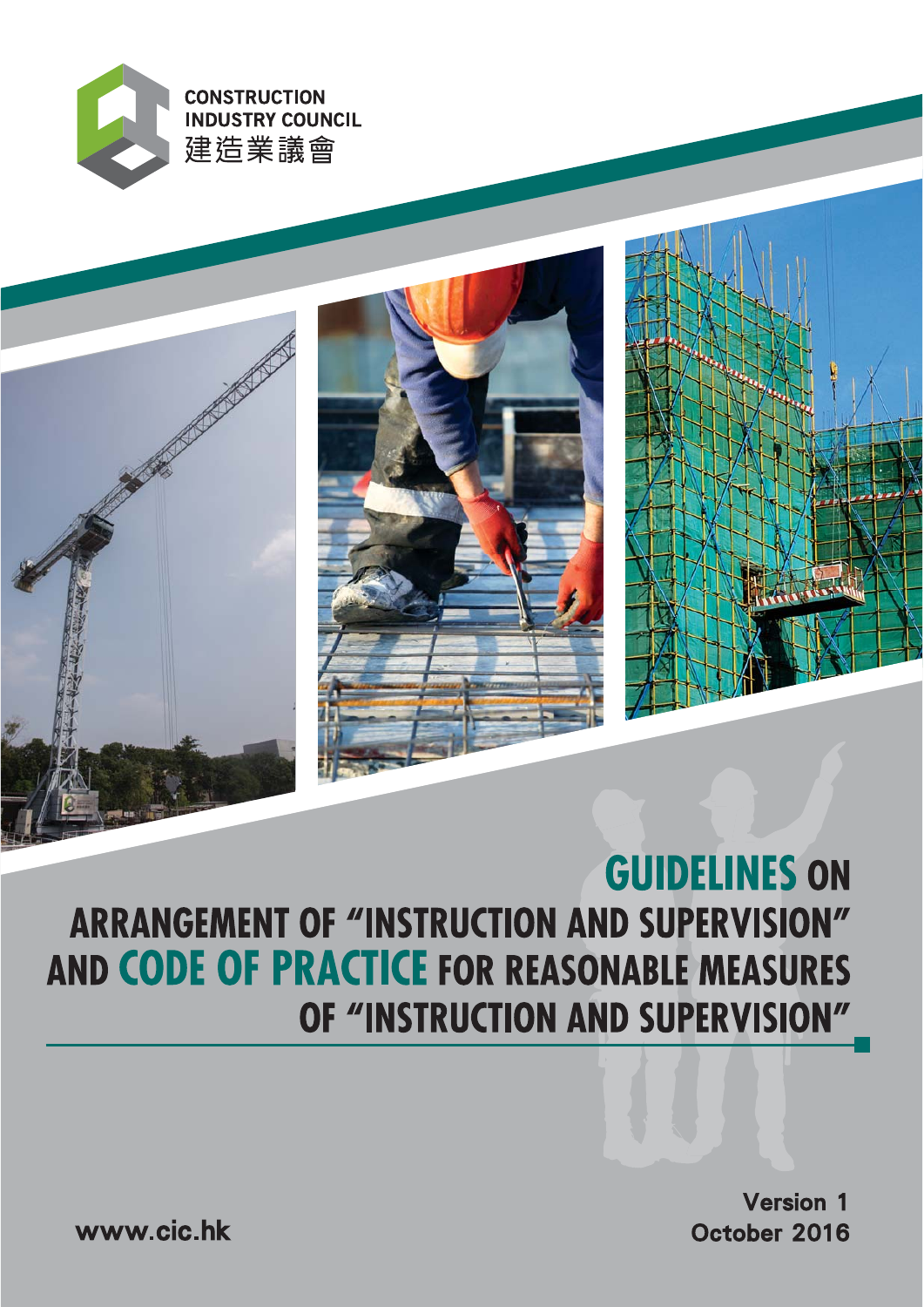CONSTRUCTION INDUSTRY COUNCIL
建造業議會

# GUIDELINES ON ARRANGEMENT OF "INSTRUCTION AND SUPERVISION" AND CODE OF PRACTICE FOR REASONABLE MEASURES OF "INSTRUCTION AND SUPERVISION"

Version 1
October 2016

www.cic.hk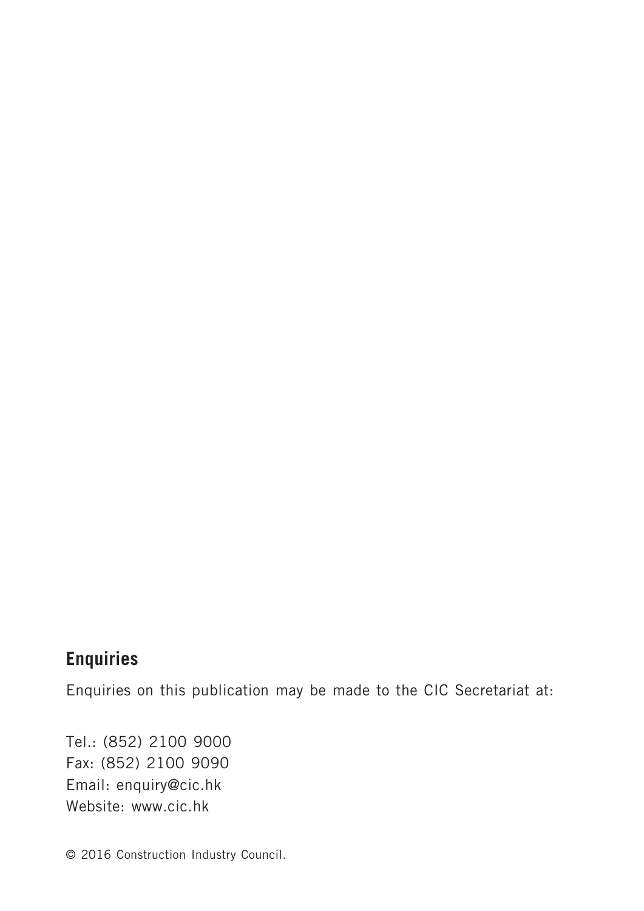## Enquiries

Enquiries on this publication may be made to the CIC Secretariat at:

Tel.: (852) 2100 9000
Fax: (852) 2100 9090
Email: enquiry@cic.hk
Website: www.cic.hk

© 2016 Construction Industry Council.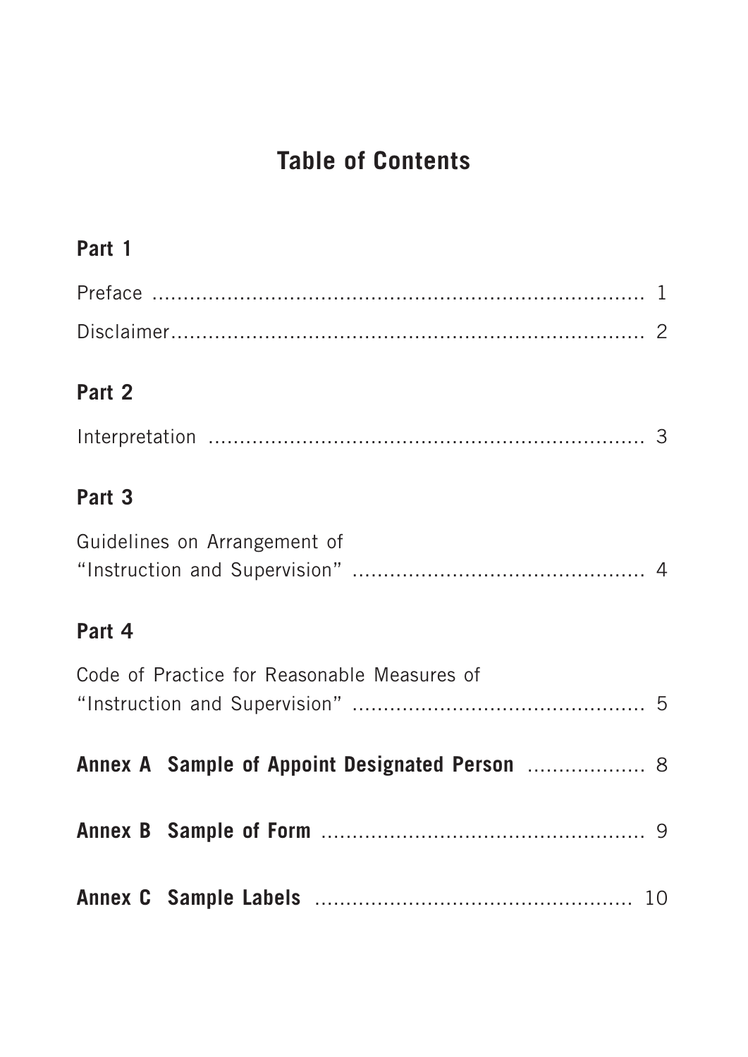# Table of Contents

## Part 1

Preface .................................................................... 1

Disclaimer.................................................................. 2

## Part 2

Interpretation ............................................................. 3

## Part 3

Guidelines on Arrangement of
"Instruction and Supervision" ............................................... 4

## Part 4

Code of Practice for Reasonable Measures of
"Instruction and Supervision" ............................................... 5

**Annex A Sample of Appoint Designated Person** .................. 8

**Annex B Sample of Form** .................................................... 9

**Annex C Sample Labels** ................................................... 10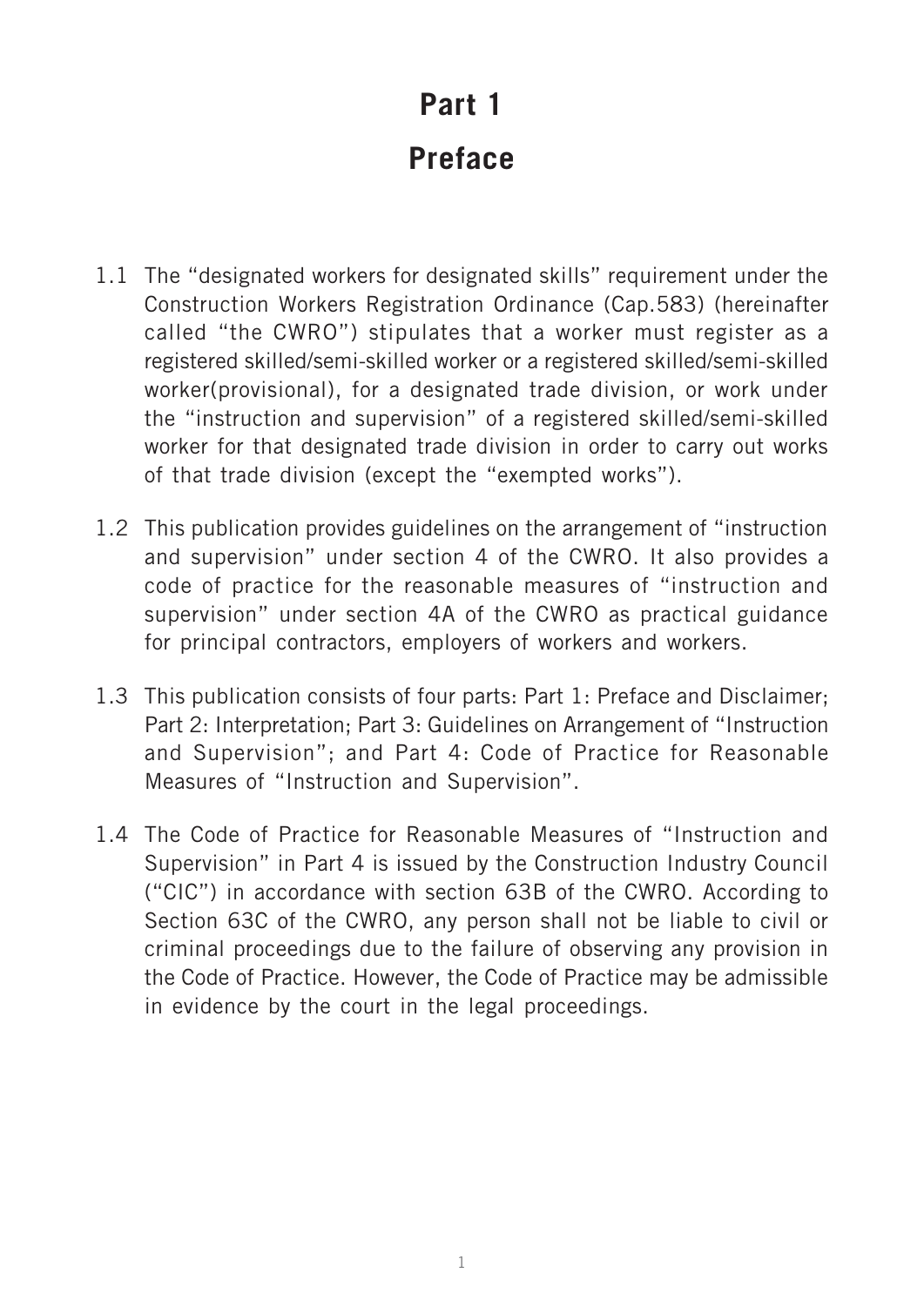# Part 1

# Preface

1.1 The "designated workers for designated skills" requirement under the Construction Workers Registration Ordinance (Cap.583) (hereinafter called "the CWRO") stipulates that a worker must register as a registered skilled/semi-skilled worker or a registered skilled/semi-skilled worker(provisional), for a designated trade division, or work under the "instruction and supervision" of a registered skilled/semi-skilled worker for that designated trade division in order to carry out works of that trade division (except the "exempted works").

1.2 This publication provides guidelines on the arrangement of "instruction and supervision" under section 4 of the CWRO. It also provides a code of practice for the reasonable measures of "instruction and supervision" under section 4A of the CWRO as practical guidance for principal contractors, employers of workers and workers.

1.3 This publication consists of four parts: Part 1: Preface and Disclaimer; Part 2: Interpretation; Part 3: Guidelines on Arrangement of "Instruction and Supervision"; and Part 4: Code of Practice for Reasonable Measures of "Instruction and Supervision".

1.4 The Code of Practice for Reasonable Measures of "Instruction and Supervision" in Part 4 is issued by the Construction Industry Council ("CIC") in accordance with section 63B of the CWRO. According to Section 63C of the CWRO, any person shall not be liable to civil or criminal proceedings due to the failure of observing any provision in the Code of Practice. However, the Code of Practice may be admissible in evidence by the court in the legal proceedings.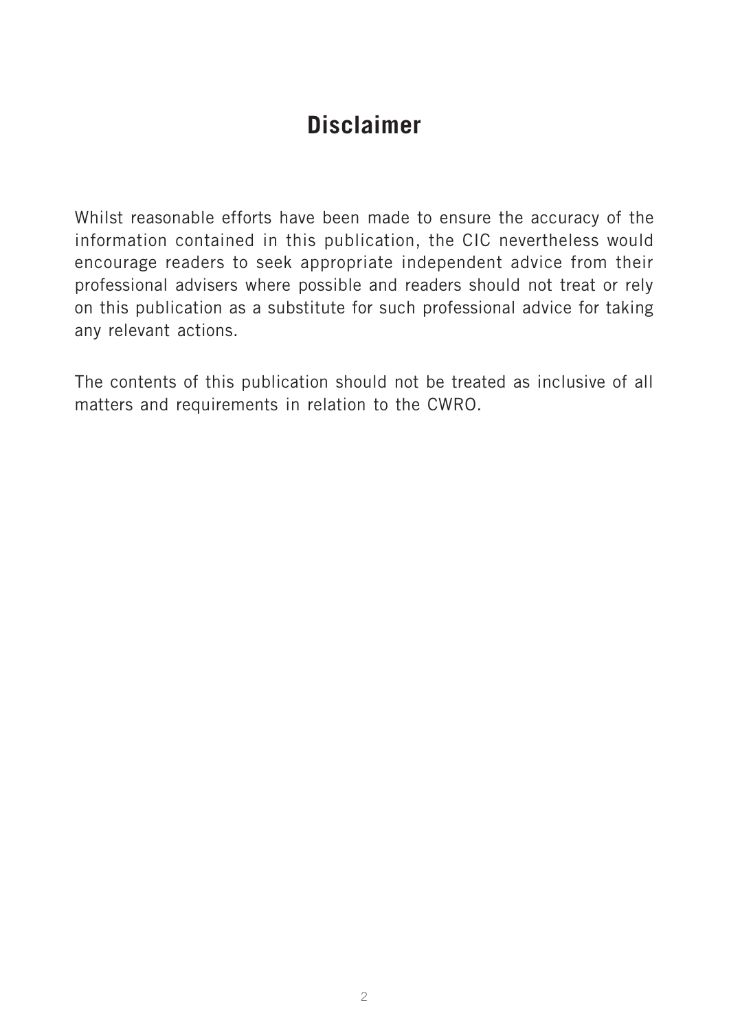# Disclaimer

Whilst reasonable efforts have been made to ensure the accuracy of the information contained in this publication, the CIC nevertheless would encourage readers to seek appropriate independent advice from their professional advisers where possible and readers should not treat or rely on this publication as a substitute for such professional advice for taking any relevant actions.

The contents of this publication should not be treated as inclusive of all matters and requirements in relation to the CWRO.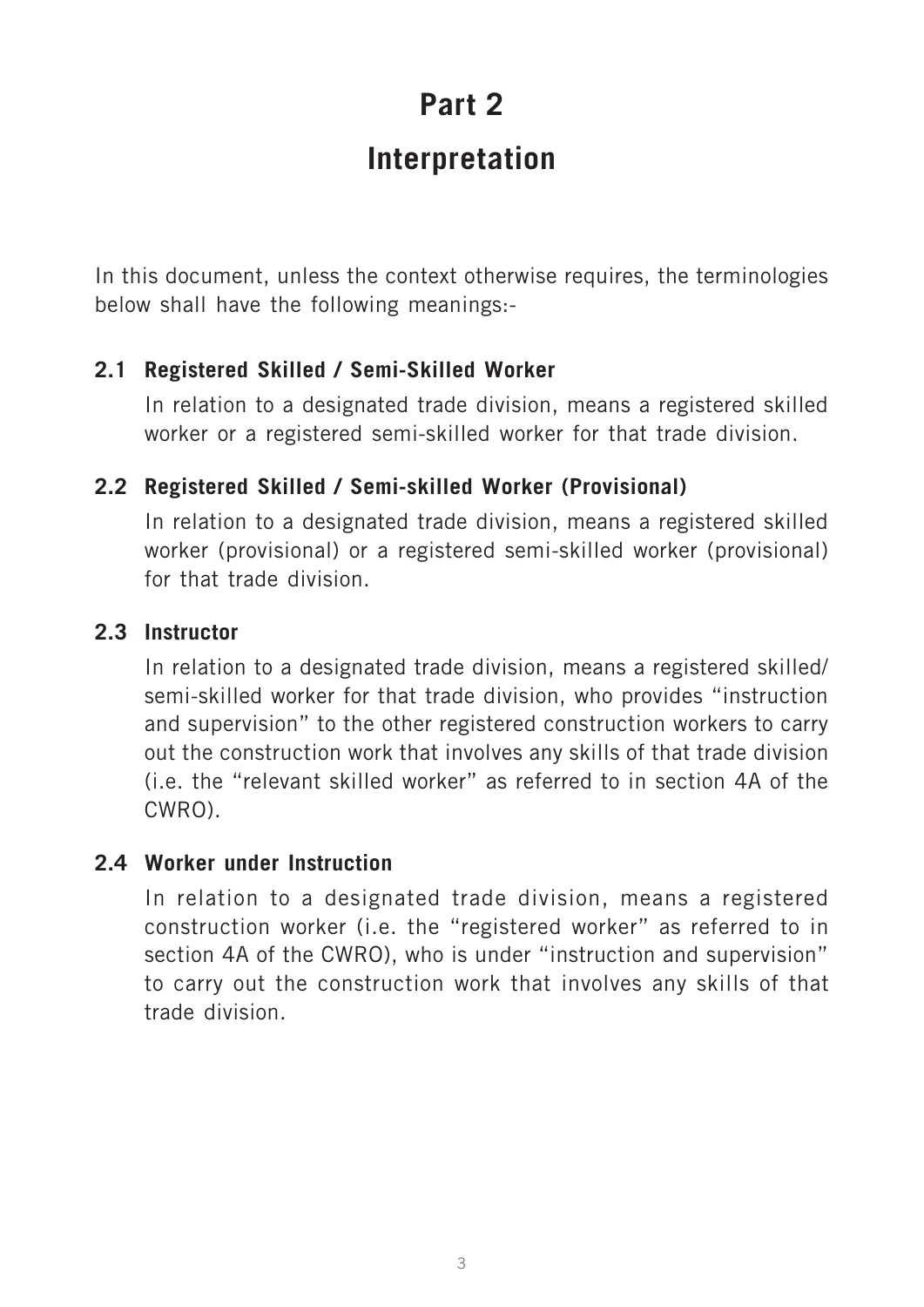# Part 2

# Interpretation

In this document, unless the context otherwise requires, the terminologies below shall have the following meanings:-

### 2.1 Registered Skilled / Semi-Skilled Worker

In relation to a designated trade division, means a registered skilled worker or a registered semi-skilled worker for that trade division.

### 2.2 Registered Skilled / Semi-skilled Worker (Provisional)

In relation to a designated trade division, means a registered skilled worker (provisional) or a registered semi-skilled worker (provisional) for that trade division.

### 2.3 Instructor

In relation to a designated trade division, means a registered skilled/ semi-skilled worker for that trade division, who provides "instruction and supervision" to the other registered construction workers to carry out the construction work that involves any skills of that trade division (i.e. the "relevant skilled worker" as referred to in section 4A of the CWRO).

### 2.4 Worker under Instruction

In relation to a designated trade division, means a registered construction worker (i.e. the "registered worker" as referred to in section 4A of the CWRO), who is under "instruction and supervision" to carry out the construction work that involves any skills of that trade division.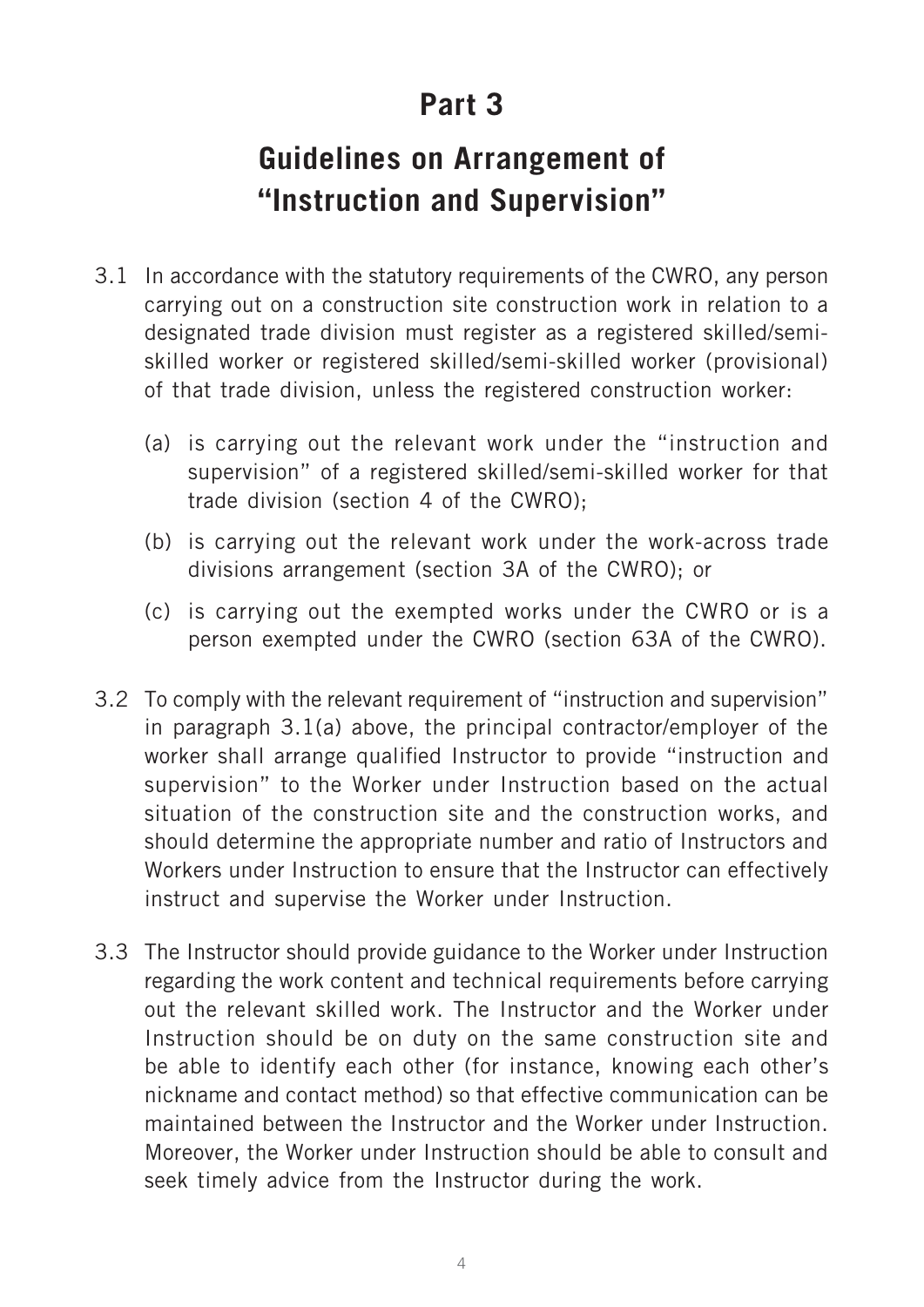# Part 3

# Guidelines on Arrangement of "Instruction and Supervision"

3.1 In accordance with the statutory requirements of the CWRO, any person carrying out on a construction site construction work in relation to a designated trade division must register as a registered skilled/semi-skilled worker or registered skilled/semi-skilled worker (provisional) of that trade division, unless the registered construction worker:

(a) is carrying out the relevant work under the "instruction and supervision" of a registered skilled/semi-skilled worker for that trade division (section 4 of the CWRO);

(b) is carrying out the relevant work under the work-across trade divisions arrangement (section 3A of the CWRO); or

(c) is carrying out the exempted works under the CWRO or is a person exempted under the CWRO (section 63A of the CWRO).

3.2 To comply with the relevant requirement of "instruction and supervision" in paragraph 3.1(a) above, the principal contractor/employer of the worker shall arrange qualified Instructor to provide "instruction and supervision" to the Worker under Instruction based on the actual situation of the construction site and the construction works, and should determine the appropriate number and ratio of Instructors and Workers under Instruction to ensure that the Instructor can effectively instruct and supervise the Worker under Instruction.

3.3 The Instructor should provide guidance to the Worker under Instruction regarding the work content and technical requirements before carrying out the relevant skilled work. The Instructor and the Worker under Instruction should be on duty on the same construction site and be able to identify each other (for instance, knowing each other's nickname and contact method) so that effective communication can be maintained between the Instructor and the Worker under Instruction. Moreover, the Worker under Instruction should be able to consult and seek timely advice from the Instructor during the work.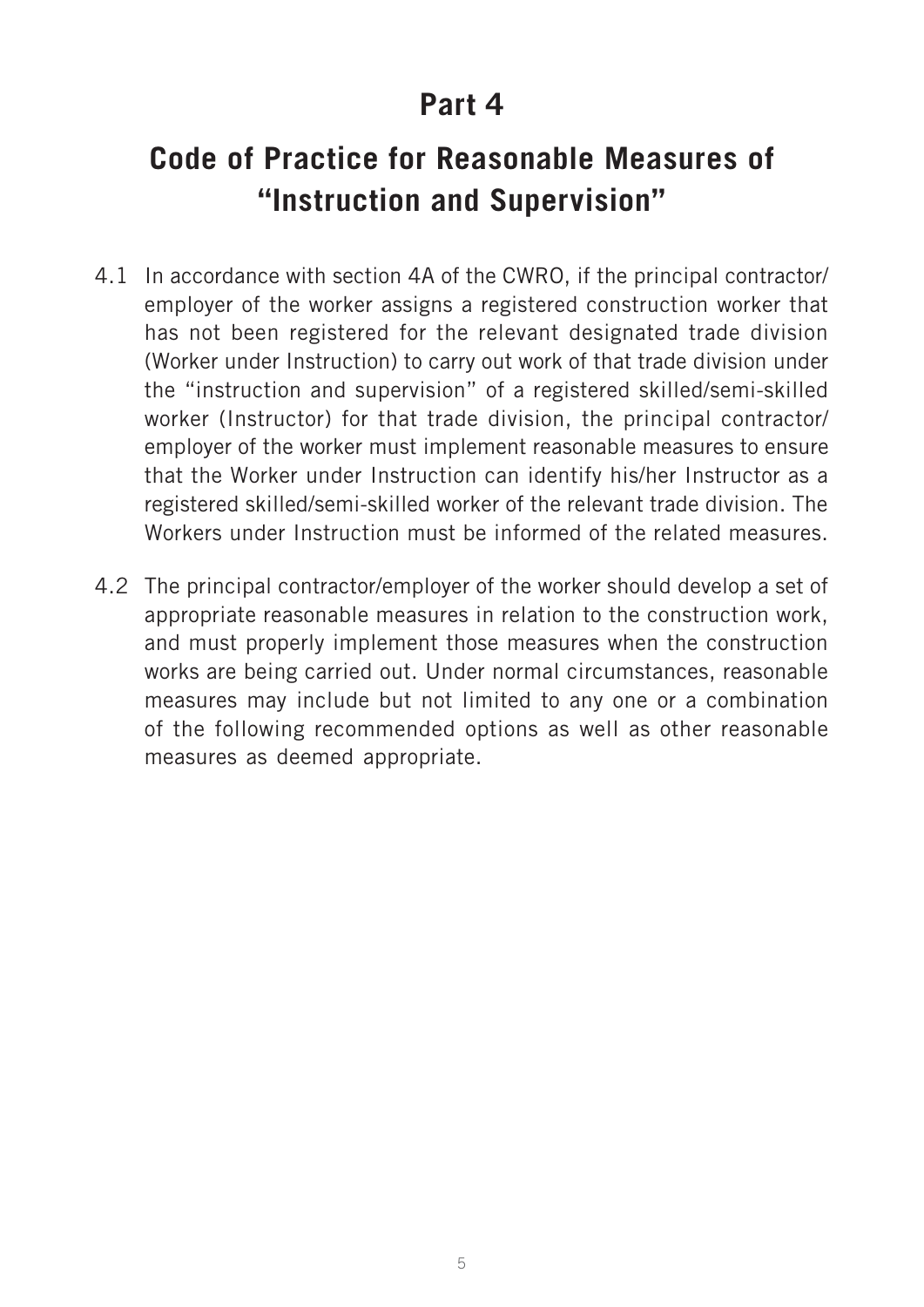# Part 4

## Code of Practice for Reasonable Measures of "Instruction and Supervision"

4.1 In accordance with section 4A of the CWRO, if the principal contractor/ employer of the worker assigns a registered construction worker that has not been registered for the relevant designated trade division (Worker under Instruction) to carry out work of that trade division under the "instruction and supervision" of a registered skilled/semi-skilled worker (Instructor) for that trade division, the principal contractor/ employer of the worker must implement reasonable measures to ensure that the Worker under Instruction can identify his/her Instructor as a registered skilled/semi-skilled worker of the relevant trade division. The Workers under Instruction must be informed of the related measures.

4.2 The principal contractor/employer of the worker should develop a set of appropriate reasonable measures in relation to the construction work, and must properly implement those measures when the construction works are being carried out. Under normal circumstances, reasonable measures may include but not limited to any one or a combination of the following recommended options as well as other reasonable measures as deemed appropriate.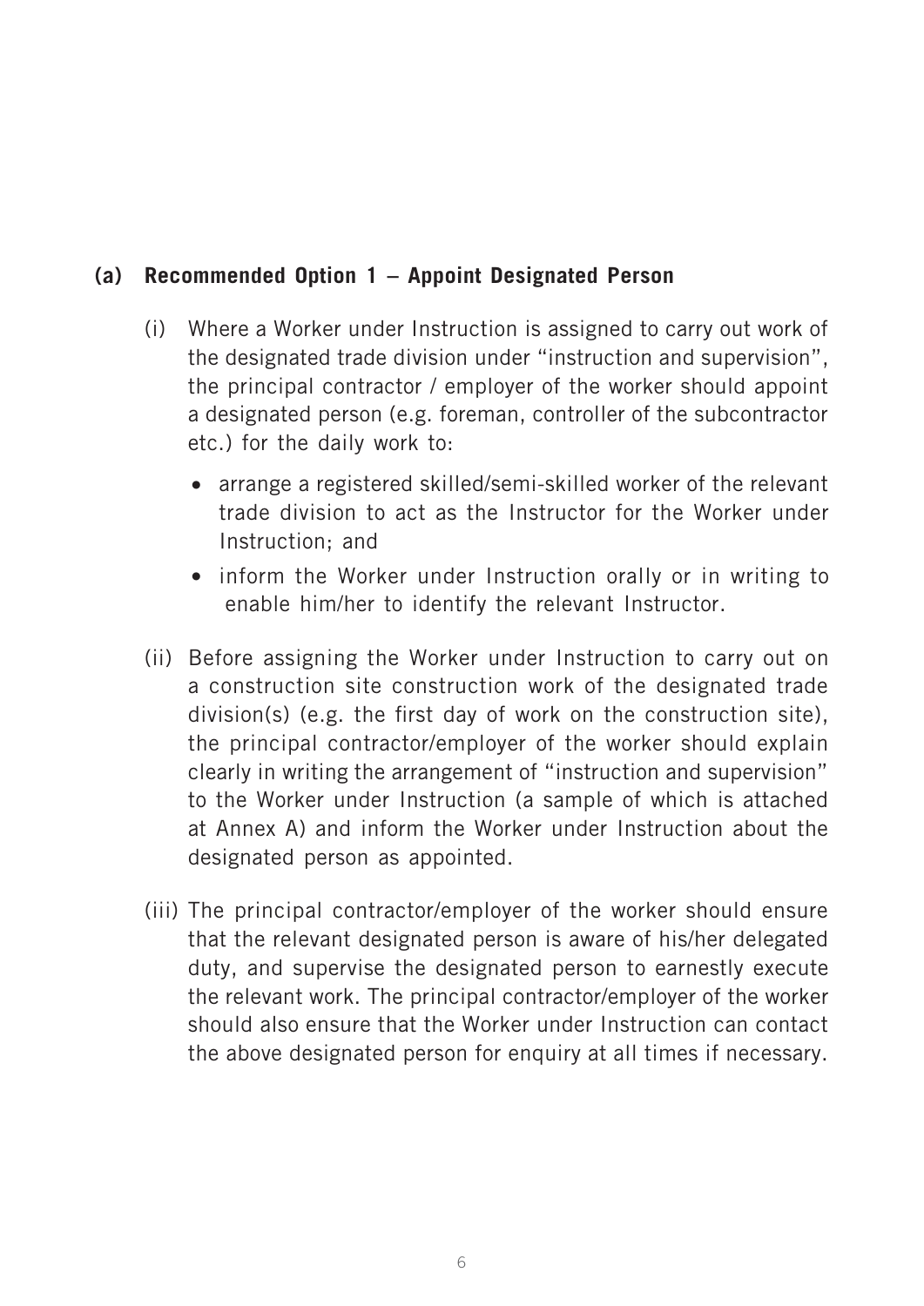### (a) Recommended Option 1 – Appoint Designated Person

(i) Where a Worker under Instruction is assigned to carry out work of the designated trade division under "instruction and supervision", the principal contractor / employer of the worker should appoint a designated person (e.g. foreman, controller of the subcontractor etc.) for the daily work to:

- arrange a registered skilled/semi-skilled worker of the relevant trade division to act as the Instructor for the Worker under Instruction; and
- inform the Worker under Instruction orally or in writing to enable him/her to identify the relevant Instructor.

(ii) Before assigning the Worker under Instruction to carry out on a construction site construction work of the designated trade division(s) (e.g. the first day of work on the construction site), the principal contractor/employer of the worker should explain clearly in writing the arrangement of "instruction and supervision" to the Worker under Instruction (a sample of which is attached at Annex A) and inform the Worker under Instruction about the designated person as appointed.

(iii) The principal contractor/employer of the worker should ensure that the relevant designated person is aware of his/her delegated duty, and supervise the designated person to earnestly execute the relevant work. The principal contractor/employer of the worker should also ensure that the Worker under Instruction can contact the above designated person for enquiry at all times if necessary.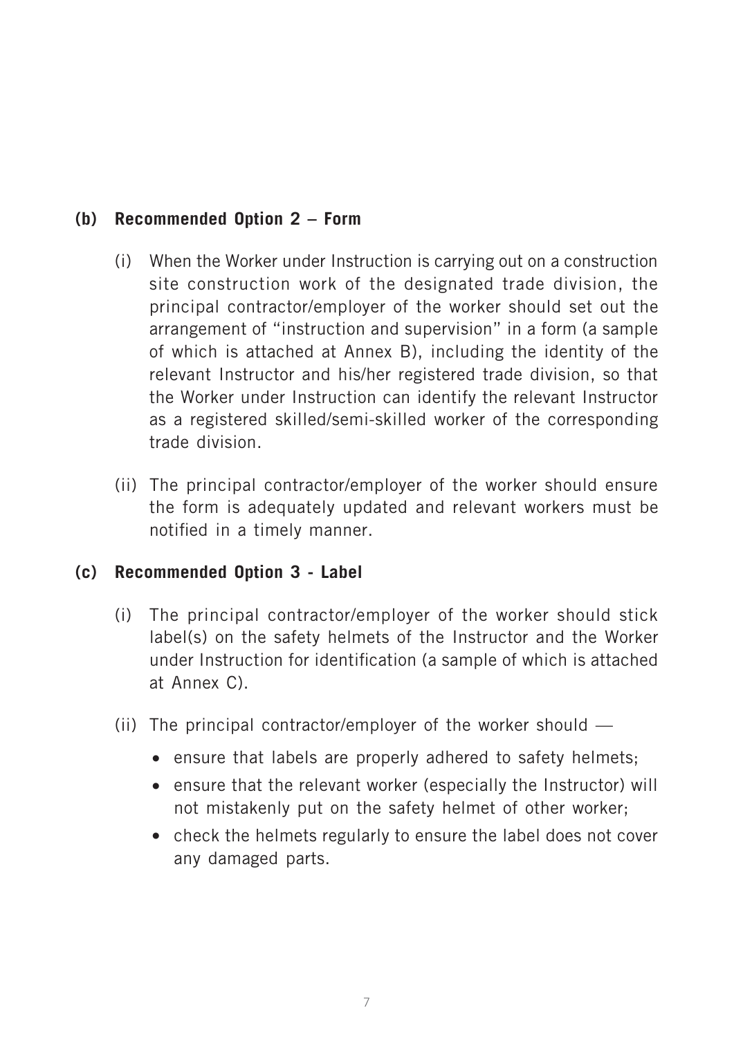### (b) Recommended Option 2 – Form

(i) When the Worker under Instruction is carrying out on a construction site construction work of the designated trade division, the principal contractor/employer of the worker should set out the arrangement of "instruction and supervision" in a form (a sample of which is attached at Annex B), including the identity of the relevant Instructor and his/her registered trade division, so that the Worker under Instruction can identify the relevant Instructor as a registered skilled/semi-skilled worker of the corresponding trade division.

(ii) The principal contractor/employer of the worker should ensure the form is adequately updated and relevant workers must be notified in a timely manner.

### (c) Recommended Option 3 - Label

(i) The principal contractor/employer of the worker should stick label(s) on the safety helmets of the Instructor and the Worker under Instruction for identification (a sample of which is attached at Annex C).

(ii) The principal contractor/employer of the worker should —

- ensure that labels are properly adhered to safety helmets;
- ensure that the relevant worker (especially the Instructor) will not mistakenly put on the safety helmet of other worker;
- check the helmets regularly to ensure the label does not cover any damaged parts.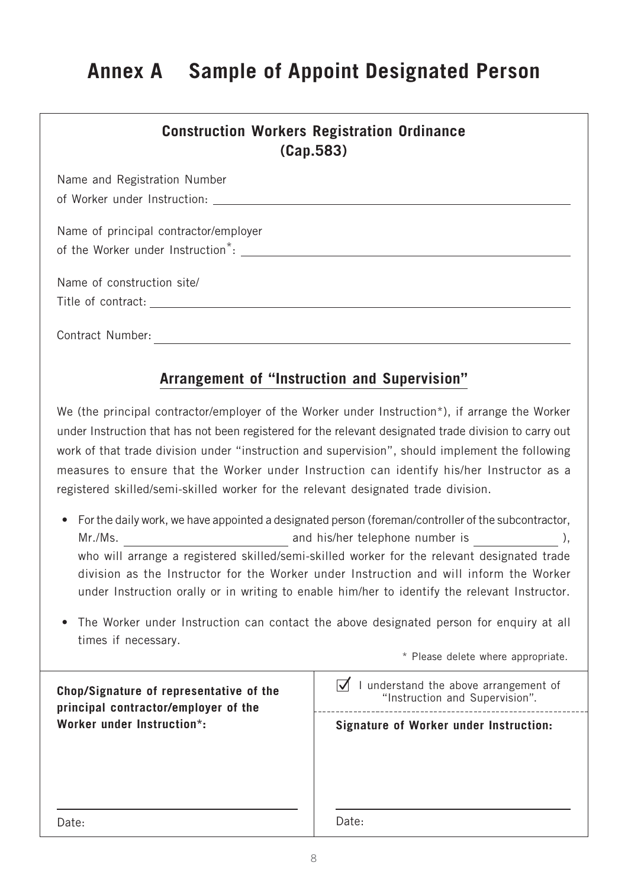# Annex A Sample of Appoint Designated Person

## Construction Workers Registration Ordinance (Cap.583)

Name and Registration Number
of Worker under Instruction: ______________________________

Name of principal contractor/employer
of the Worker under Instruction*: ______________________________

Name of construction site/
Title of contract: ______________________________

Contract Number: ______________________________

### Arrangement of "Instruction and Supervision"

We (the principal contractor/employer of the Worker under Instruction*), if arrange the Worker under Instruction that has not been registered for the relevant designated trade division to carry out work of that trade division under "instruction and supervision", should implement the following measures to ensure that the Worker under Instruction can identify his/her Instructor as a registered skilled/semi-skilled worker for the relevant designated trade division.

- For the daily work, we have appointed a designated person (foreman/controller of the subcontractor, Mr./Ms. ____________________ and his/her telephone number is ____________ ), who will arrange a registered skilled/semi-skilled worker for the relevant designated trade division as the Instructor for the Worker under Instruction and will inform the Worker under Instruction orally or in writing to enable him/her to identify the relevant Instructor.
- The Worker under Instruction can contact the above designated person for enquiry at all times if necessary.

\* Please delete where appropriate.

| | |
|---|---|
| **Chop/Signature of representative of the principal contractor/employer of the Worker under Instruction*:** | ☑ I understand the above arrangement of "Instruction and Supervision".<br><br>**Signature of Worker under Instruction:** |
| Date: | Date: |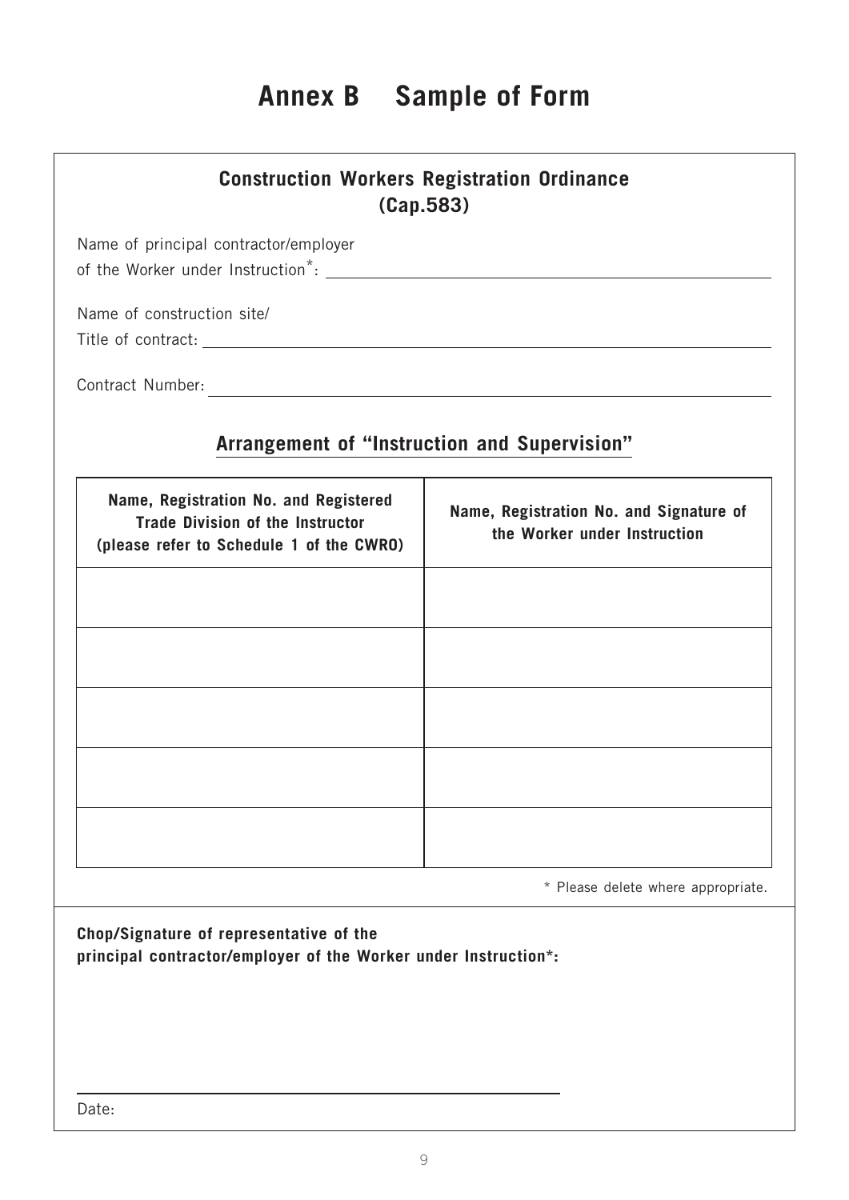# Annex B Sample of Form

## Construction Workers Registration Ordinance (Cap.583)

Name of principal contractor/employer of the Worker under Instruction*: ______________________

Name of construction site/ Title of contract: ______________________

Contract Number: ______________________

### Arrangement of "Instruction and Supervision"

| Name, Registration No. and Registered Trade Division of the Instructor (please refer to Schedule 1 of the CWRO) | Name, Registration No. and Signature of the Worker under Instruction |
|---|---|
| | |
| | |
| | |
| | |
| | |

\* Please delete where appropriate.

**Chop/Signature of representative of the principal contractor/employer of the Worker under Instruction*:**

______________________

Date: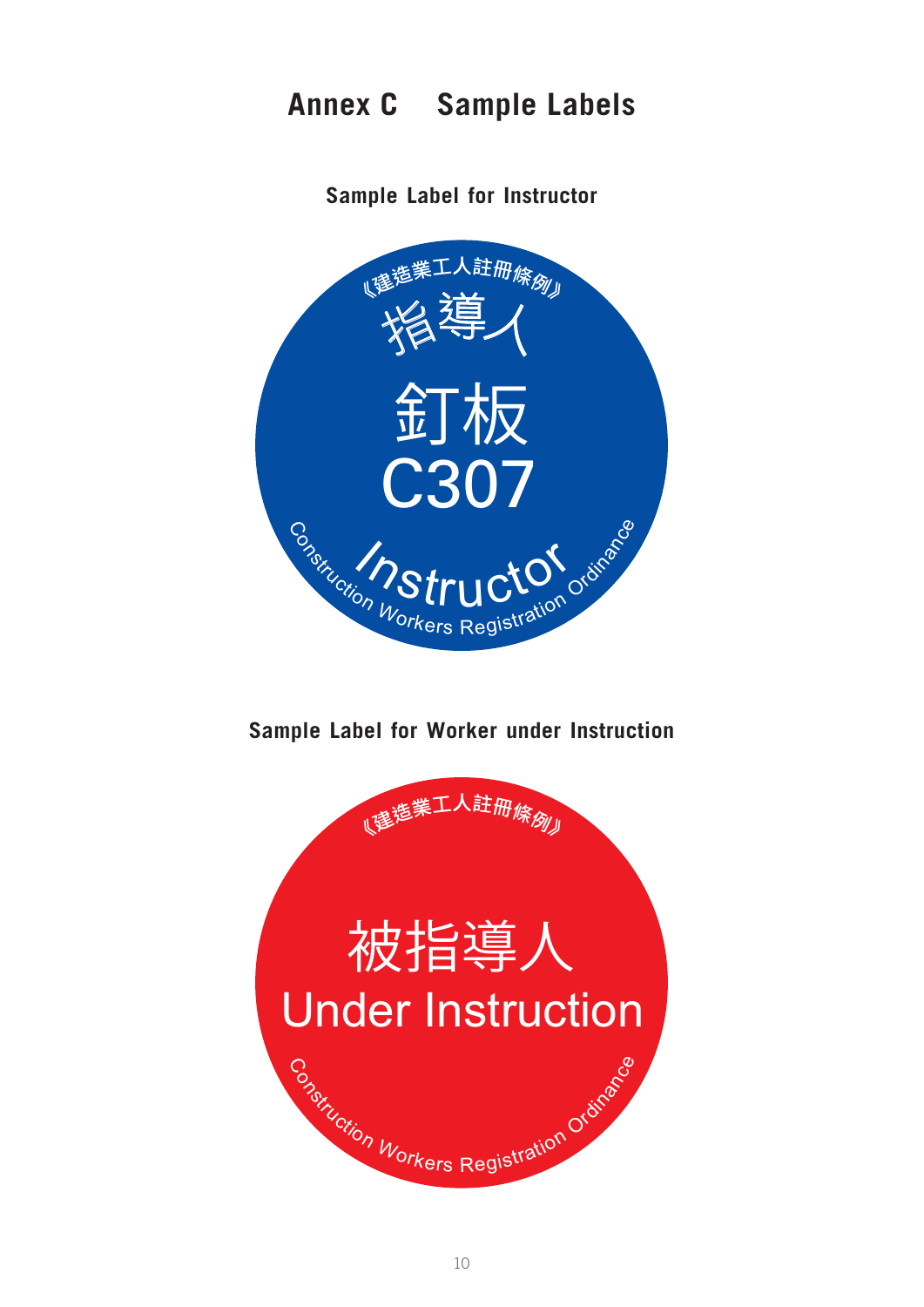# Annex C　Sample Labels

**Sample Label for Instructor**

《建造業工人註冊條例》

指導人

釘板

C307

Instructor

Construction Workers Registration Ordinance

**Sample Label for Worker under Instruction**

《建造業工人註冊條例》

被指導人

Under Instruction

Construction Workers Registration Ordinance